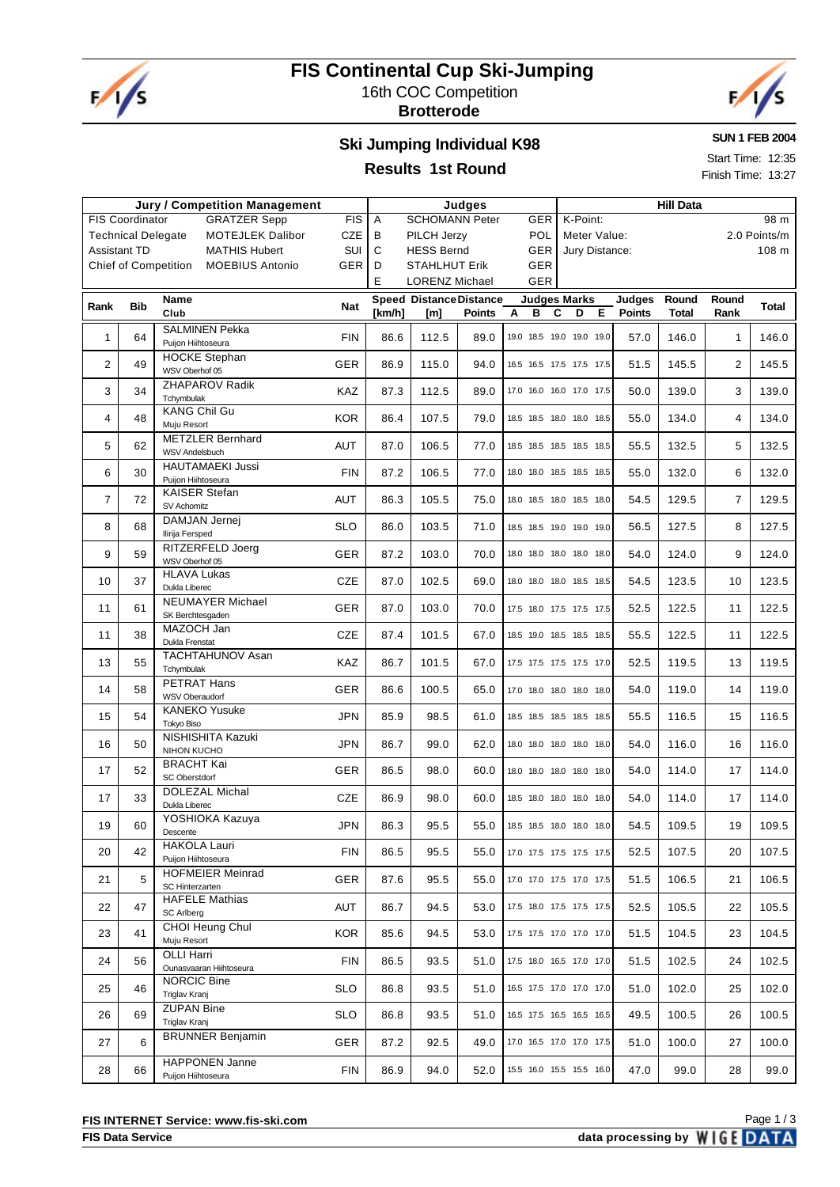# FIS Continental Cup Ski-Jumping

16th COC Competition

**Brotterode**

## Ski Jumping Individual K98

**SUN 1 FEB 2004**

### Results 1st Round

Start Time: 12:35
Finish Time: 13:27

| Jury / Competition Management | | | Judges | | | | Hill Data | |
|---|---|---|---|---|---|---|---|---|
| FIS Coordinator | GRATZER Sepp | FIS | A | SCHOMANN Peter | GER | | K-Point: | 98 m |
| Technical Delegate | MOTEJLEK Dalibor | CZE | B | PILCH Jerzy | POL | | Meter Value: | 2.0 Points/m |
| Assistant TD | MATHIS Hubert | SUI | C | HESS Bernd | GER | | Jury Distance: | 108 m |
| Chief of Competition | MOEBIUS Antonio | GER | D | STAHLHUT Erik | GER | | | |
| | | | E | LORENZ Michael | GER | | | |

| Rank | Bib | Name / Club | Nat | Speed [km/h] | Distance [m] | Distance Points | A | B | C | D | E | Judges Points | Round Total | Round Rank | Total |
|---|---|---|---|---|---|---|---|---|---|---|---|---|---|---|---|
| 1 | 64 | SALMINEN Pekka / Puijon Hiihtoseura | FIN | 86.6 | 112.5 | 89.0 | 19.0 | 18.5 | 19.0 | 19.0 | 19.0 | 57.0 | 146.0 | 1 | 146.0 |
| 2 | 49 | HOCKE Stephan / WSV Oberhof 05 | GER | 86.9 | 115.0 | 94.0 | 16.5 | 16.5 | 17.5 | 17.5 | 17.5 | 51.5 | 145.5 | 2 | 145.5 |
| 3 | 34 | ZHAPAROV Radik / Tchymbulak | KAZ | 87.3 | 112.5 | 89.0 | 17.0 | 16.0 | 16.0 | 17.0 | 17.5 | 50.0 | 139.0 | 3 | 139.0 |
| 4 | 48 | KANG Chil Gu / Muju Resort | KOR | 86.4 | 107.5 | 79.0 | 18.5 | 18.5 | 18.0 | 18.0 | 18.5 | 55.0 | 134.0 | 4 | 134.0 |
| 5 | 62 | METZLER Bernhard / WSV Andelsbuch | AUT | 87.0 | 106.5 | 77.0 | 18.5 | 18.5 | 18.5 | 18.5 | 18.5 | 55.5 | 132.5 | 5 | 132.5 |
| 6 | 30 | HAUTAMAEKI Jussi / Puijon Hiihtoseura | FIN | 87.2 | 106.5 | 77.0 | 18.0 | 18.0 | 18.5 | 18.5 | 18.5 | 55.0 | 132.0 | 6 | 132.0 |
| 7 | 72 | KAISER Stefan / SV Achomitz | AUT | 86.3 | 105.5 | 75.0 | 18.0 | 18.5 | 18.0 | 18.5 | 18.0 | 54.5 | 129.5 | 7 | 129.5 |
| 8 | 68 | DAMJAN Jernej / Ilirija Fersped | SLO | 86.0 | 103.5 | 71.0 | 18.5 | 18.5 | 19.0 | 19.0 | 19.0 | 56.5 | 127.5 | 8 | 127.5 |
| 9 | 59 | RITZERFELD Joerg / WSV Oberhof 05 | GER | 87.2 | 103.0 | 70.0 | 18.0 | 18.0 | 18.0 | 18.0 | 18.0 | 54.0 | 124.0 | 9 | 124.0 |
| 10 | 37 | HLAVA Lukas / Dukla Liberec | CZE | 87.0 | 102.5 | 69.0 | 18.0 | 18.0 | 18.0 | 18.5 | 18.5 | 54.5 | 123.5 | 10 | 123.5 |
| 11 | 61 | NEUMAYER Michael / SK Berchtesgaden | GER | 87.0 | 103.0 | 70.0 | 17.5 | 18.0 | 17.5 | 17.5 | 17.5 | 52.5 | 122.5 | 11 | 122.5 |
| 11 | 38 | MAZOCH Jan / Dukla Frenstat | CZE | 87.4 | 101.5 | 67.0 | 18.5 | 19.0 | 18.5 | 18.5 | 18.5 | 55.5 | 122.5 | 11 | 122.5 |
| 13 | 55 | TACHTAHUNOV Asan / Tchymbulak | KAZ | 86.7 | 101.5 | 67.0 | 17.5 | 17.5 | 17.5 | 17.5 | 17.0 | 52.5 | 119.5 | 13 | 119.5 |
| 14 | 58 | PETRAT Hans / WSV Oberaudorf | GER | 86.6 | 100.5 | 65.0 | 17.0 | 18.0 | 18.0 | 18.0 | 18.0 | 54.0 | 119.0 | 14 | 119.0 |
| 15 | 54 | KANEKO Yusuke / Tokyo Biso | JPN | 85.9 | 98.5 | 61.0 | 18.5 | 18.5 | 18.5 | 18.5 | 18.5 | 55.5 | 116.5 | 15 | 116.5 |
| 16 | 50 | NISHISHITA Kazuki / NIHON KUCHO | JPN | 86.7 | 99.0 | 62.0 | 18.0 | 18.0 | 18.0 | 18.0 | 18.0 | 54.0 | 116.0 | 16 | 116.0 |
| 17 | 52 | BRACHT Kai / SC Oberstdorf | GER | 86.5 | 98.0 | 60.0 | 18.0 | 18.0 | 18.0 | 18.0 | 18.0 | 54.0 | 114.0 | 17 | 114.0 |
| 17 | 33 | DOLEZAL Michal / Dukla Liberec | CZE | 86.9 | 98.0 | 60.0 | 18.5 | 18.0 | 18.0 | 18.0 | 18.0 | 54.0 | 114.0 | 17 | 114.0 |
| 19 | 60 | YOSHIOKA Kazuya / Descente | JPN | 86.3 | 95.5 | 55.0 | 18.5 | 18.5 | 18.0 | 18.0 | 18.0 | 54.5 | 109.5 | 19 | 109.5 |
| 20 | 42 | HAKOLA Lauri / Puijon Hiihtoseura | FIN | 86.5 | 95.5 | 55.0 | 17.0 | 17.5 | 17.5 | 17.5 | 17.5 | 52.5 | 107.5 | 20 | 107.5 |
| 21 | 5 | HOFMEIER Meinrad / SC Hinterzarten | GER | 87.6 | 95.5 | 55.0 | 17.0 | 17.0 | 17.5 | 17.0 | 17.5 | 51.5 | 106.5 | 21 | 106.5 |
| 22 | 47 | HAFELE Mathias / SC Arlberg | AUT | 86.7 | 94.5 | 53.0 | 17.5 | 18.0 | 17.5 | 17.5 | 17.5 | 52.5 | 105.5 | 22 | 105.5 |
| 23 | 41 | CHOI Heung Chul / Muju Resort | KOR | 85.6 | 94.5 | 53.0 | 17.5 | 17.5 | 17.0 | 17.0 | 17.0 | 51.5 | 104.5 | 23 | 104.5 |
| 24 | 56 | OLLI Harri / Ounasvaaran Hiihtoseura | FIN | 86.5 | 93.5 | 51.0 | 17.5 | 18.0 | 16.5 | 17.0 | 17.0 | 51.5 | 102.5 | 24 | 102.5 |
| 25 | 46 | NORCIC Bine / Triglav Kranj | SLO | 86.8 | 93.5 | 51.0 | 16.5 | 17.5 | 17.0 | 17.0 | 17.0 | 51.0 | 102.0 | 25 | 102.0 |
| 26 | 69 | ZUPAN Bine / Triglav Kranj | SLO | 86.8 | 93.5 | 51.0 | 16.5 | 17.5 | 16.5 | 16.5 | 16.5 | 49.5 | 100.5 | 26 | 100.5 |
| 27 | 6 | BRUNNER Benjamin | GER | 87.2 | 92.5 | 49.0 | 17.0 | 16.5 | 17.0 | 17.0 | 17.5 | 51.0 | 100.0 | 27 | 100.0 |
| 28 | 66 | HAPPONEN Janne / Puijon Hiihtoseura | FIN | 86.9 | 94.0 | 52.0 | 15.5 | 16.0 | 15.5 | 15.5 | 16.0 | 47.0 | 99.0 | 28 | 99.0 |

**FIS INTERNET Service: www.fis-ski.com**

**FIS Data Service** — data processing by WIGE DATA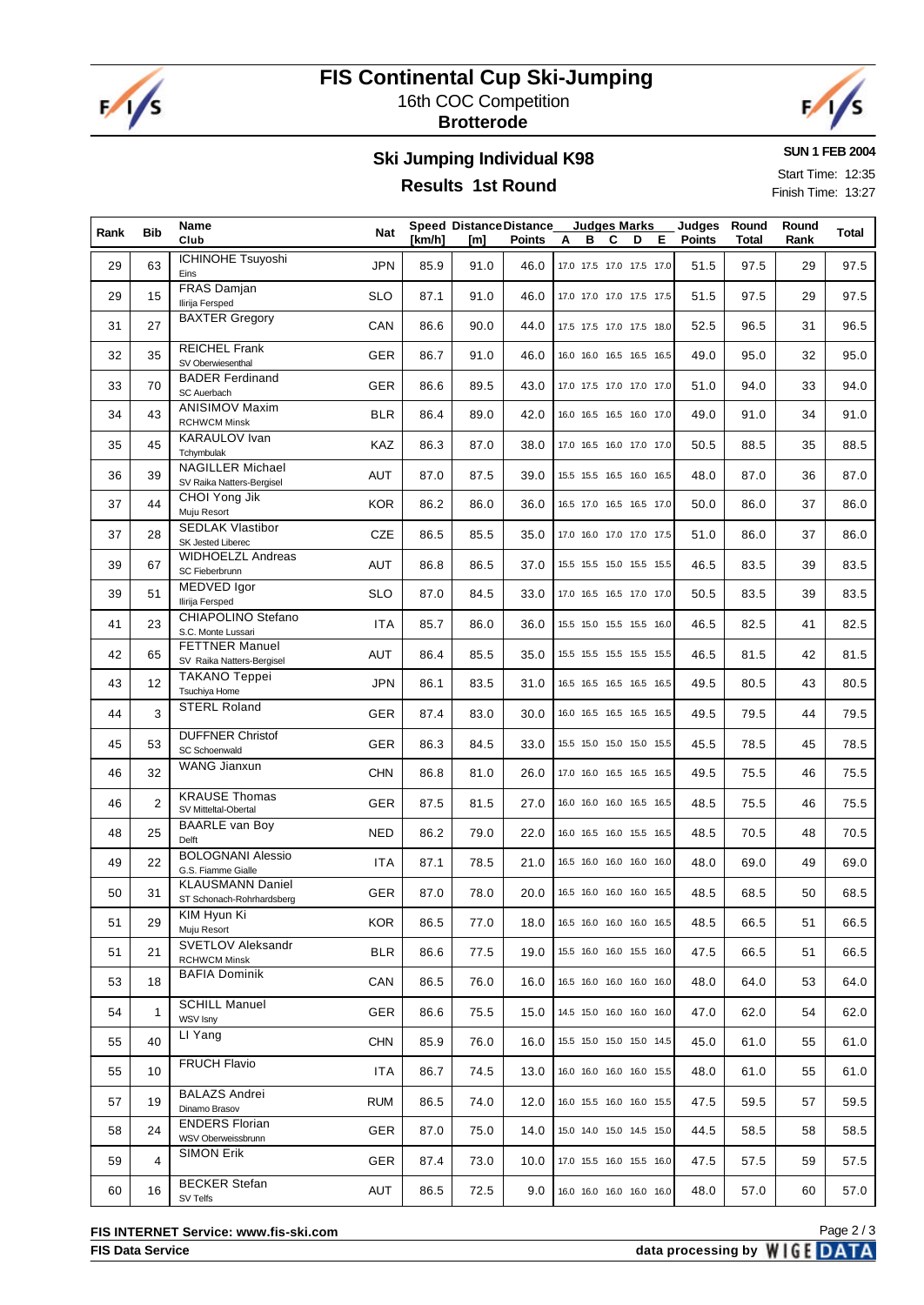# FIS Continental Cup Ski-Jumping

16th COC Competition

**Brotterode**

## Ski Jumping Individual K98

**SUN 1 FEB 2004**

## Results 1st Round

Start Time: 12:35

Finish Time: 13:27

| Rank | Bib | Name Club | Nat | Speed [km/h] | Distance [m] | Distance Points | Judges Marks A B C D E | Judges Points | Round Total | Round Rank | Total |
|---|---|---|---|---|---|---|---|---|---|---|---|
| 29 | 63 | ICHINOHE Tsuyoshi Eins | JPN | 85.9 | 91.0 | 46.0 | 17.0 17.5 17.0 17.5 17.0 | 51.5 | 97.5 | 29 | 97.5 |
| 29 | 15 | FRAS Damjan Ilirija Fersped | SLO | 87.1 | 91.0 | 46.0 | 17.0 17.0 17.0 17.5 17.5 | 51.5 | 97.5 | 29 | 97.5 |
| 31 | 27 | BAXTER Gregory | CAN | 86.6 | 90.0 | 44.0 | 17.5 17.5 17.0 17.5 18.0 | 52.5 | 96.5 | 31 | 96.5 |
| 32 | 35 | REICHEL Frank SV Oberwiesenthal | GER | 86.7 | 91.0 | 46.0 | 16.0 16.0 16.5 16.5 16.5 | 49.0 | 95.0 | 32 | 95.0 |
| 33 | 70 | BADER Ferdinand SC Auerbach | GER | 86.6 | 89.5 | 43.0 | 17.0 17.5 17.0 17.0 17.0 | 51.0 | 94.0 | 33 | 94.0 |
| 34 | 43 | ANISIMOV Maxim RCHWCM Minsk | BLR | 86.4 | 89.0 | 42.0 | 16.0 16.5 16.5 16.0 17.0 | 49.0 | 91.0 | 34 | 91.0 |
| 35 | 45 | KARAULOV Ivan Tchymbulak | KAZ | 86.3 | 87.0 | 38.0 | 17.0 16.5 16.0 17.0 17.0 | 50.5 | 88.5 | 35 | 88.5 |
| 36 | 39 | NAGILLER Michael SV Raika Natters-Bergisel | AUT | 87.0 | 87.5 | 39.0 | 15.5 15.5 16.5 16.0 16.5 | 48.0 | 87.0 | 36 | 87.0 |
| 37 | 44 | CHOI Yong Jik Muju Resort | KOR | 86.2 | 86.0 | 36.0 | 16.5 17.0 16.5 16.5 17.0 | 50.0 | 86.0 | 37 | 86.0 |
| 37 | 28 | SEDLAK Vlastibor SK Jested Liberec | CZE | 86.5 | 85.5 | 35.0 | 17.0 16.0 17.0 17.0 17.5 | 51.0 | 86.0 | 37 | 86.0 |
| 39 | 67 | WIDHOELZL Andreas SC Fieberbrunn | AUT | 86.8 | 86.5 | 37.0 | 15.5 15.5 15.0 15.5 15.5 | 46.5 | 83.5 | 39 | 83.5 |
| 39 | 51 | MEDVED Igor Ilirija Fersped | SLO | 87.0 | 84.5 | 33.0 | 17.0 16.5 16.5 17.0 17.0 | 50.5 | 83.5 | 39 | 83.5 |
| 41 | 23 | CHIAPOLINO Stefano S.C. Monte Lussari | ITA | 85.7 | 86.0 | 36.0 | 15.5 15.0 15.5 15.5 16.0 | 46.5 | 82.5 | 41 | 82.5 |
| 42 | 65 | FETTNER Manuel SV Raika Natters-Bergisel | AUT | 86.4 | 85.5 | 35.0 | 15.5 15.5 15.5 15.5 15.5 | 46.5 | 81.5 | 42 | 81.5 |
| 43 | 12 | TAKANO Teppei Tsuchiya Home | JPN | 86.1 | 83.5 | 31.0 | 16.5 16.5 16.5 16.5 16.5 | 49.5 | 80.5 | 43 | 80.5 |
| 44 | 3 | STERL Roland | GER | 87.4 | 83.0 | 30.0 | 16.0 16.5 16.5 16.5 16.5 | 49.5 | 79.5 | 44 | 79.5 |
| 45 | 53 | DUFFNER Christof SC Schoenwald | GER | 86.3 | 84.5 | 33.0 | 15.5 15.0 15.0 15.0 15.5 | 45.5 | 78.5 | 45 | 78.5 |
| 46 | 32 | WANG Jianxun | CHN | 86.8 | 81.0 | 26.0 | 17.0 16.0 16.5 16.5 16.5 | 49.5 | 75.5 | 46 | 75.5 |
| 46 | 2 | KRAUSE Thomas SV Mitteltal-Obertal | GER | 87.5 | 81.5 | 27.0 | 16.0 16.0 16.0 16.5 16.5 | 48.5 | 75.5 | 46 | 75.5 |
| 48 | 25 | BAARLE van Boy Delft | NED | 86.2 | 79.0 | 22.0 | 16.0 16.5 16.0 15.5 16.5 | 48.5 | 70.5 | 48 | 70.5 |
| 49 | 22 | BOLOGNANI Alessio G.S. Fiamme Gialle | ITA | 87.1 | 78.5 | 21.0 | 16.5 16.0 16.0 16.0 16.0 | 48.0 | 69.0 | 49 | 69.0 |
| 50 | 31 | KLAUSMANN Daniel ST Schonach-Rohrhardsberg | GER | 87.0 | 78.0 | 20.0 | 16.5 16.0 16.0 16.0 16.5 | 48.5 | 68.5 | 50 | 68.5 |
| 51 | 29 | KIM Hyun Ki Muju Resort | KOR | 86.5 | 77.0 | 18.0 | 16.5 16.0 16.0 16.0 16.5 | 48.5 | 66.5 | 51 | 66.5 |
| 51 | 21 | SVETLOV Aleksandr RCHWCM Minsk | BLR | 86.6 | 77.5 | 19.0 | 15.5 16.0 16.0 15.5 16.0 | 47.5 | 66.5 | 51 | 66.5 |
| 53 | 18 | BAFIA Dominik | CAN | 86.5 | 76.0 | 16.0 | 16.5 16.0 16.0 16.0 16.0 | 48.0 | 64.0 | 53 | 64.0 |
| 54 | 1 | SCHILL Manuel WSV Isny | GER | 86.6 | 75.5 | 15.0 | 14.5 15.0 16.0 16.0 16.0 | 47.0 | 62.0 | 54 | 62.0 |
| 55 | 40 | LI Yang | CHN | 85.9 | 76.0 | 16.0 | 15.5 15.0 15.0 15.0 14.5 | 45.0 | 61.0 | 55 | 61.0 |
| 55 | 10 | FRUCH Flavio | ITA | 86.7 | 74.5 | 13.0 | 16.0 16.0 16.0 16.0 15.5 | 48.0 | 61.0 | 55 | 61.0 |
| 57 | 19 | BALAZS Andrei Dinamo Brasov | RUM | 86.5 | 74.0 | 12.0 | 16.0 15.5 16.0 16.0 15.5 | 47.5 | 59.5 | 57 | 59.5 |
| 58 | 24 | ENDERS Florian WSV Oberweissbrunn | GER | 87.0 | 75.0 | 14.0 | 15.0 14.0 15.0 14.5 15.0 | 44.5 | 58.5 | 58 | 58.5 |
| 59 | 4 | SIMON Erik | GER | 87.4 | 73.0 | 10.0 | 17.0 15.5 16.0 15.5 16.0 | 47.5 | 57.5 | 59 | 57.5 |
| 60 | 16 | BECKER Stefan SV Telfs | AUT | 86.5 | 72.5 | 9.0 | 16.0 16.0 16.0 16.0 16.0 | 48.0 | 57.0 | 60 | 57.0 |

**FIS INTERNET Service: www.fis-ski.com**

**FIS Data Service**

**data processing by WIGE DATA**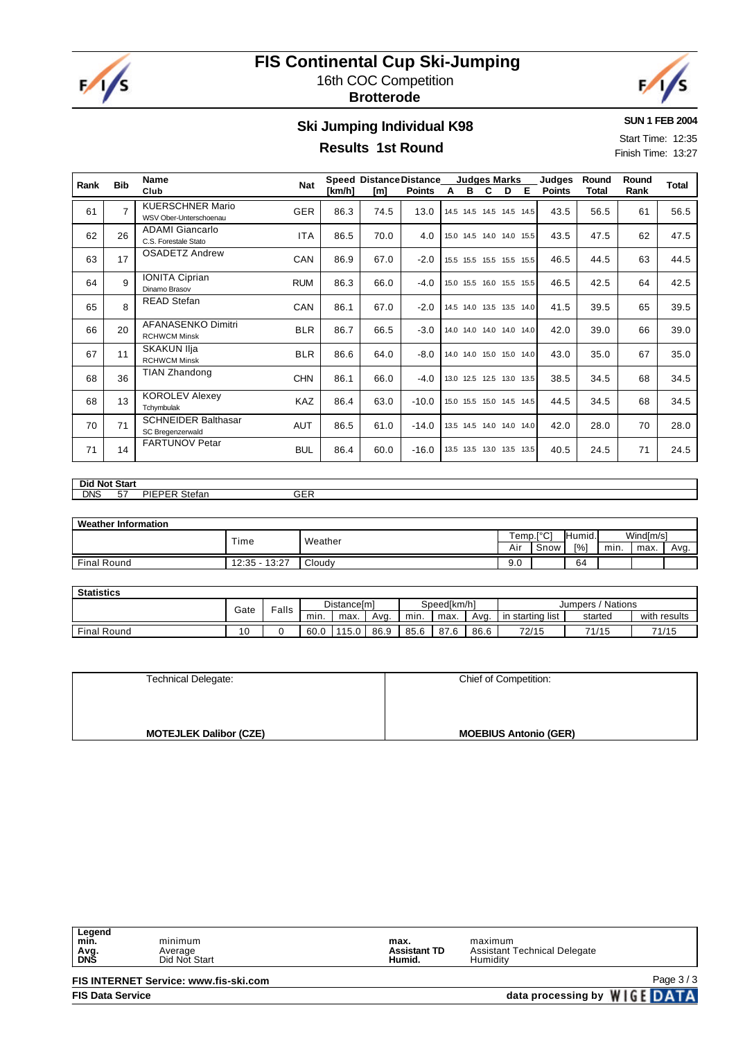# FIS Continental Cup Ski-Jumping

16th COC Competition

**Brotterode**

## Ski Jumping Individual K98

**SUN 1 FEB 2004**

### Results 1st Round

Start Time: 12:35

Finish Time: 13:27

| Rank | Bib | Name / Club | Nat | Speed [km/h] | Distance [m] | Distance Points | A | B | C | D | E | Judges Points | Round Total | Round Rank | Total |
|---|---|---|---|---|---|---|---|---|---|---|---|---|---|---|---|
| 61 | 7 | KUERSCHNER Mario<br>WSV Ober-Unterschoenau | GER | 86.3 | 74.5 | 13.0 | 14.5 | 14.5 | 14.5 | 14.5 | 14.5 | 43.5 | 56.5 | 61 | 56.5 |
| 62 | 26 | ADAMI Giancarlo<br>C.S. Forestale Stato | ITA | 86.5 | 70.0 | 4.0 | 15.0 | 14.5 | 14.0 | 14.0 | 15.5 | 43.5 | 47.5 | 62 | 47.5 |
| 63 | 17 | OSADETZ Andrew | CAN | 86.9 | 67.0 | -2.0 | 15.5 | 15.5 | 15.5 | 15.5 | 15.5 | 46.5 | 44.5 | 63 | 44.5 |
| 64 | 9 | IONITA Ciprian<br>Dinamo Brasov | RUM | 86.3 | 66.0 | -4.0 | 15.0 | 15.5 | 16.0 | 15.5 | 15.5 | 46.5 | 42.5 | 64 | 42.5 |
| 65 | 8 | READ Stefan | CAN | 86.1 | 67.0 | -2.0 | 14.5 | 14.0 | 13.5 | 13.5 | 14.0 | 41.5 | 39.5 | 65 | 39.5 |
| 66 | 20 | AFANASENKO Dimitri<br>RCHWCM Minsk | BLR | 86.7 | 66.5 | -3.0 | 14.0 | 14.0 | 14.0 | 14.0 | 14.0 | 42.0 | 39.0 | 66 | 39.0 |
| 67 | 11 | SKAKUN Ilja<br>RCHWCM Minsk | BLR | 86.6 | 64.0 | -8.0 | 14.0 | 14.0 | 15.0 | 15.0 | 14.0 | 43.0 | 35.0 | 67 | 35.0 |
| 68 | 36 | TIAN Zhandong | CHN | 86.1 | 66.0 | -4.0 | 13.0 | 12.5 | 12.5 | 13.0 | 13.5 | 38.5 | 34.5 | 68 | 34.5 |
| 68 | 13 | KOROLEV Alexey<br>Tchymbulak | KAZ | 86.4 | 63.0 | -10.0 | 15.0 | 15.5 | 15.0 | 14.5 | 14.5 | 44.5 | 34.5 | 68 | 34.5 |
| 70 | 71 | SCHNEIDER Balthasar<br>SC Bregenzerwald | AUT | 86.5 | 61.0 | -14.0 | 13.5 | 14.5 | 14.0 | 14.0 | 14.0 | 42.0 | 28.0 | 70 | 28.0 |
| 71 | 14 | FARTUNOV Petar | BUL | 86.4 | 60.0 | -16.0 | 13.5 | 13.5 | 13.0 | 13.5 | 13.5 | 40.5 | 24.5 | 71 | 24.5 |

**Did Not Start**

| | | | |
|---|---|---|---|
| DNS | 57 | PIEPER Stefan | GER |

**Weather Information**

| | Time | Weather | Temp.[°C] Air | Temp.[°C] Snow | Humid. [%] | Wind[m/s] min. | Wind[m/s] max. | Wind[m/s] Avg. |
|---|---|---|---|---|---|---|---|---|
| Final Round | 12:35 - 13:27 | Cloudy | 9.0 | | 64 | | | |

**Statistics**

| | Gate | Falls | Distance[m] min. | Distance[m] max. | Distance[m] Avg. | Speed[km/h] min. | Speed[km/h] max. | Speed[km/h] Avg. | Jumpers / Nations in starting list | Jumpers / Nations started | Jumpers / Nations with results |
|---|---|---|---|---|---|---|---|---|---|---|---|
| Final Round | 10 | 0 | 60.0 | 115.0 | 86.9 | 85.6 | 87.6 | 86.6 | 72/15 | 71/15 | 71/15 |

| Technical Delegate: | Chief of Competition: |
|---|---|
| **MOTEJLEK Dalibor (CZE)** | **MOEBIUS Antonio (GER)** |

**Legend**

| | | | |
|---|---|---|---|
| **min.** | minimum | **max.** | maximum |
| **Avg.** | Average | **Assistant TD** | Assistant Technical Delegate |
| **DNS** | Did Not Start | **Humid.** | Humidity |

**FIS INTERNET Service: www.fis-ski.com**

**FIS Data Service** — data processing by WIGE DATA